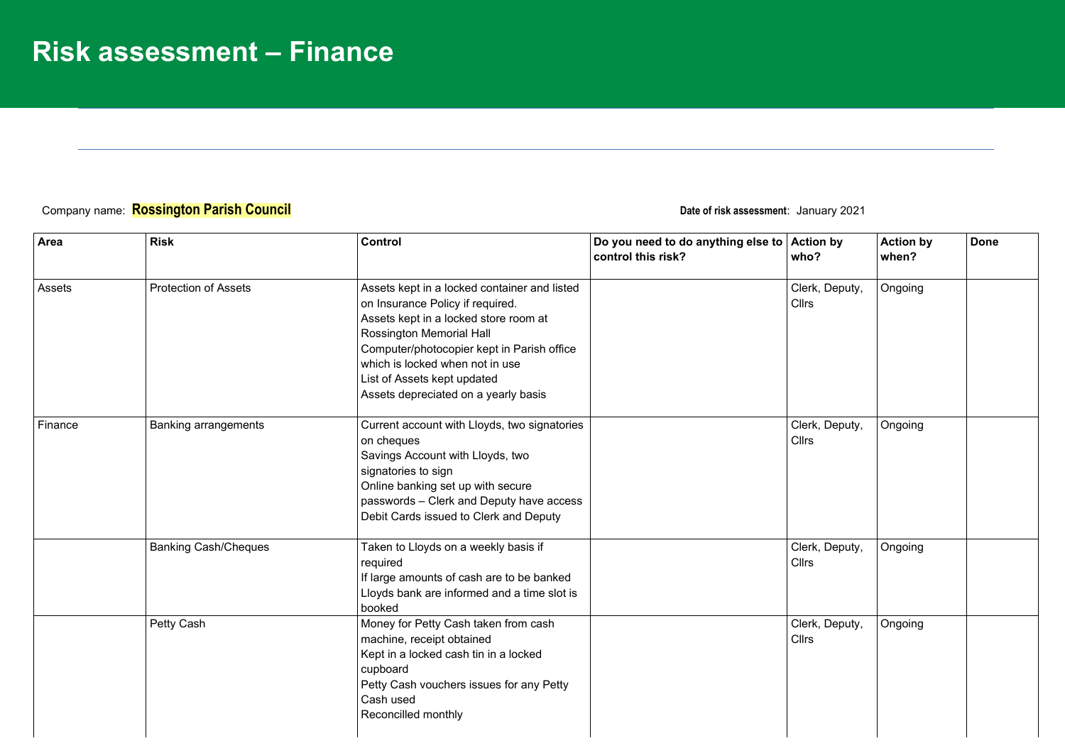# Risk assessment – Finance

Company name: **Rossington Parish Council**

**Date of risk assessment**: January 2021

| Area | Risk | Control | Do you need to do anything else to control this risk? | Action by who? | Action by when? | Done |
|---|---|---|---|---|---|---|
| Assets | Protection of Assets | Assets kept in a locked container and listed on Insurance Policy if required.<br>Assets kept in a locked store room at Rossington Memorial Hall<br>Computer/photocopier kept in Parish office which is locked when not in use<br>List of Assets kept updated<br>Assets depreciated on a yearly basis | | Clerk, Deputy, Cllrs | Ongoing | |
| Finance | Banking arrangements | Current account with Lloyds, two signatories on cheques<br>Savings Account with Lloyds, two signatories to sign<br>Online banking set up with secure passwords – Clerk and Deputy have access<br>Debit Cards issued to Clerk and Deputy | | Clerk, Deputy, Cllrs | Ongoing | |
| | Banking Cash/Cheques | Taken to Lloyds on a weekly basis if required<br>If large amounts of cash are to be banked Lloyds bank are informed and a time slot is booked | | Clerk, Deputy, Cllrs | Ongoing | |
| | Petty Cash | Money for Petty Cash taken from cash machine, receipt obtained<br>Kept in a locked cash tin in a locked cupboard<br>Petty Cash vouchers issues for any Petty Cash used<br>Reconciled monthly | | Clerk, Deputy, Cllrs | Ongoing | |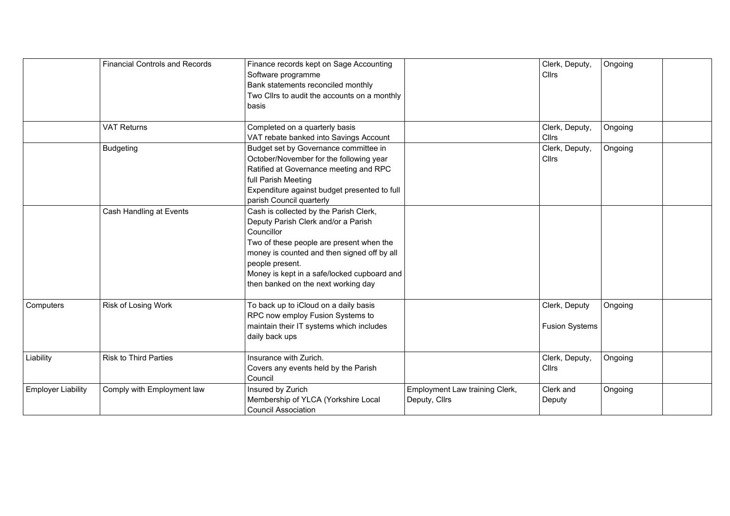| | | | | | | |
|---|---|---|---|---|---|---|
| | Financial Controls and Records | Finance records kept on Sage Accounting Software programme<br>Bank statements reconciled monthly<br>Two Cllrs to audit the accounts on a monthly basis | | Clerk, Deputy, Cllrs | Ongoing | |
| | VAT Returns | Completed on a quarterly basis<br>VAT rebate banked into Savings Account | | Clerk, Deputy, Cllrs | Ongoing | |
| | Budgeting | Budget set by Governance committee in October/November for the following year<br>Ratified at Governance meeting and RPC full Parish Meeting<br>Expenditure against budget presented to full parish Council quarterly | | Clerk, Deputy, Cllrs | Ongoing | |
| | Cash Handling at Events | Cash is collected by the Parish Clerk, Deputy Parish Clerk and/or a Parish Councillor<br>Two of these people are present when the money is counted and then signed off by all people present.<br>Money is kept in a safe/locked cupboard and then banked on the next working day | | | | |
| Computers | Risk of Losing Work | To back up to iCloud on a daily basis<br>RPC now employ Fusion Systems to maintain their IT systems which includes daily back ups | | Clerk, Deputy<br><br>Fusion Systems | Ongoing | |
| Liability | Risk to Third Parties | Insurance with Zurich.<br>Covers any events held by the Parish Council | | Clerk, Deputy, Cllrs | Ongoing | |
| Employer Liability | Comply with Employment law | Insured by Zurich<br>Membership of YLCA (Yorkshire Local Council Association | Employment Law training Clerk, Deputy, Cllrs | Clerk and Deputy | Ongoing | |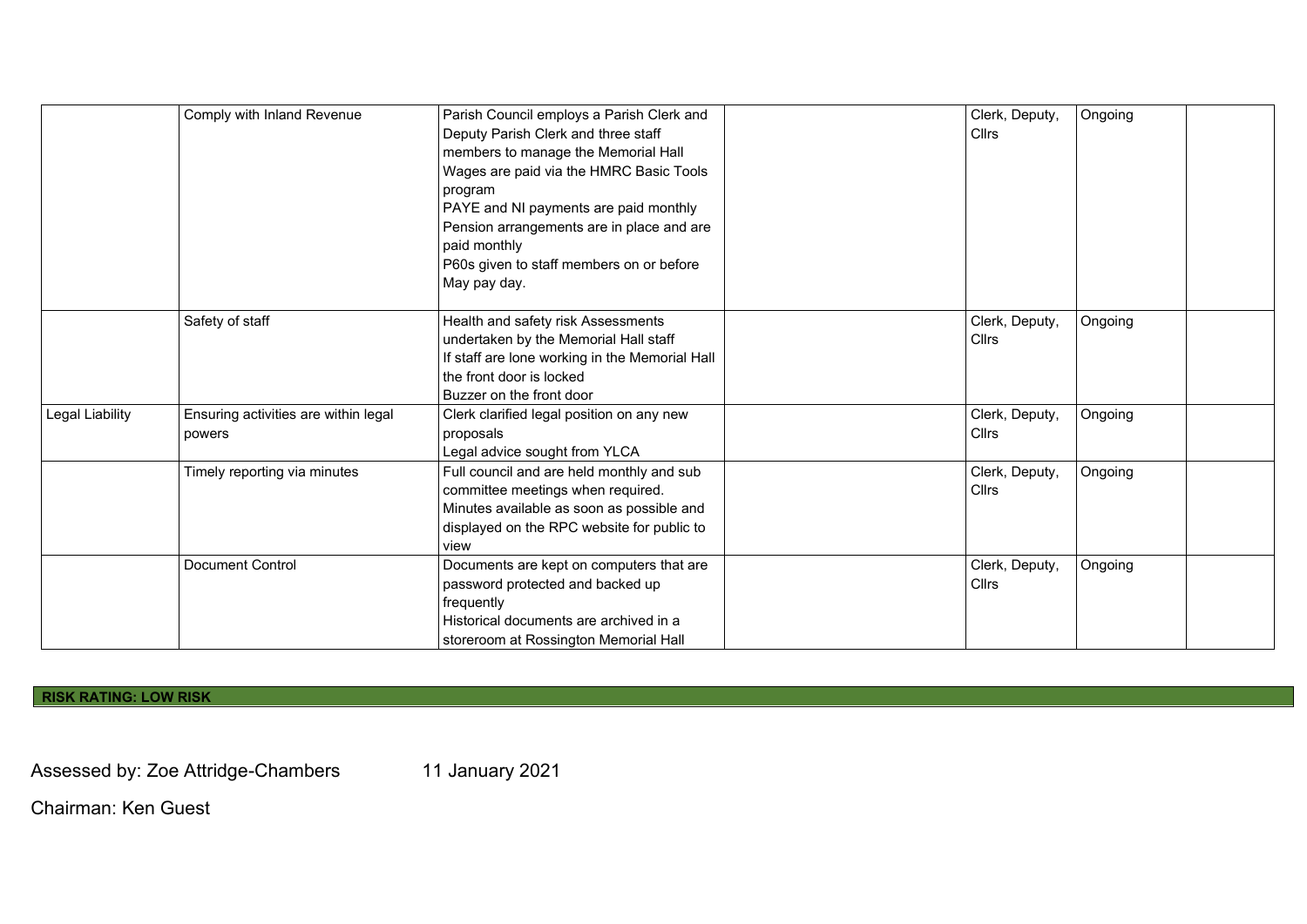| | | | | | | |
|---|---|---|---|---|---|---|
| | Comply with Inland Revenue | Parish Council employs a Parish Clerk and Deputy Parish Clerk and three staff members to manage the Memorial Hall<br>Wages are paid via the HMRC Basic Tools program<br>PAYE and NI payments are paid monthly<br>Pension arrangements are in place and are paid monthly<br>P60s given to staff members on or before May pay day. | | Clerk, Deputy, Cllrs | Ongoing | |
| | Safety of staff | Health and safety risk Assessments undertaken by the Memorial Hall staff<br>If staff are lone working in the Memorial Hall the front door is locked<br>Buzzer on the front door | | Clerk, Deputy, Cllrs | Ongoing | |
| Legal Liability | Ensuring activities are within legal powers | Clerk clarified legal position on any new proposals<br>Legal advice sought from YLCA | | Clerk, Deputy, Cllrs | Ongoing | |
| | Timely reporting via minutes | Full council and are held monthly and sub committee meetings when required.<br>Minutes available as soon as possible and displayed on the RPC website for public to view | | Clerk, Deputy, Cllrs | Ongoing | |
| | Document Control | Documents are kept on computers that are password protected and backed up frequently<br>Historical documents are archived in a storeroom at Rossington Memorial Hall | | Clerk, Deputy, Cllrs | Ongoing | |

**RISK RATING: LOW RISK**

Assessed by: Zoe Attridge-Chambers 11 January 2021

Chairman: Ken Guest